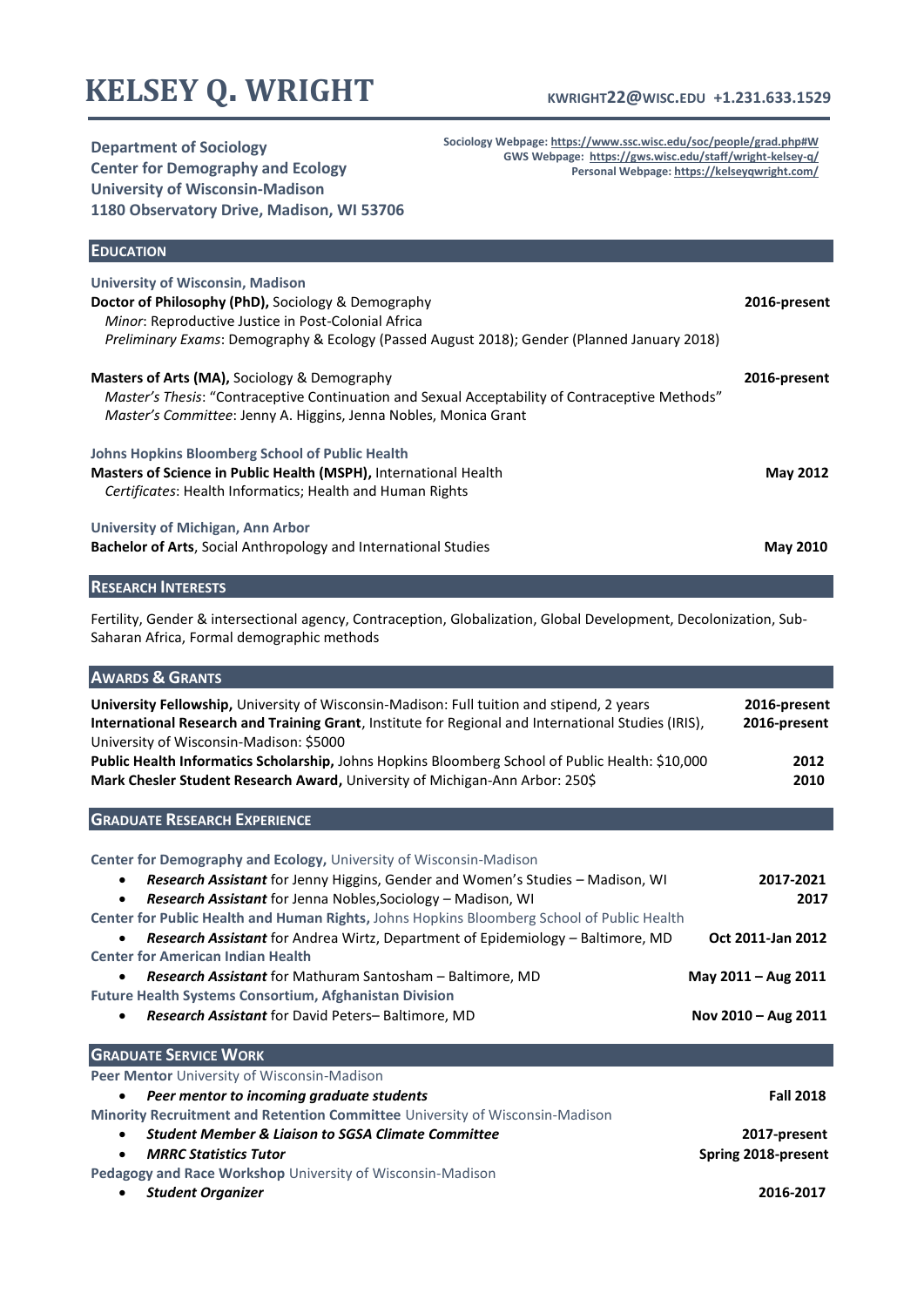# KELSEY Q. WRIGHT

**KWRIGHT22@WISC.EDU +1.231.633.1529**

**Department of Sociology**
**Center for Demography and Ecology**
**University of Wisconsin-Madison**
**1180 Observatory Drive, Madison, WI 53706**

**Sociology Webpage: https://www.ssc.wisc.edu/soc/people/grad.php#W**
**GWS Webpage: https://gws.wisc.edu/staff/wright-kelsey-q/**
**Personal Webpage: https://kelseyqwright.com/**

## EDUCATION

**University of Wisconsin, Madison**
**Doctor of Philosophy (PhD),** Sociology & Demography — **2016-present**
*Minor*: Reproductive Justice in Post-Colonial Africa
*Preliminary Exams*: Demography & Ecology (Passed August 2018); Gender (Planned January 2018)

**Masters of Arts (MA),** Sociology & Demography — **2016-present**
*Master's Thesis*: "Contraceptive Continuation and Sexual Acceptability of Contraceptive Methods"
*Master's Committee*: Jenny A. Higgins, Jenna Nobles, Monica Grant

**Johns Hopkins Bloomberg School of Public Health**
**Masters of Science in Public Health (MSPH),** International Health — **May 2012**
*Certificates*: Health Informatics; Health and Human Rights

**University of Michigan, Ann Arbor**
**Bachelor of Arts**, Social Anthropology and International Studies — **May 2010**

## RESEARCH INTERESTS

Fertility, Gender & intersectional agency, Contraception, Globalization, Global Development, Decolonization, Sub-Saharan Africa, Formal demographic methods

## AWARDS & GRANTS

**University Fellowship,** University of Wisconsin-Madison: Full tuition and stipend, 2 years — **2016-present**
**International Research and Training Grant**, Institute for Regional and International Studies (IRIS), University of Wisconsin-Madison: $5000 — **2016-present**
**Public Health Informatics Scholarship,** Johns Hopkins Bloomberg School of Public Health: $10,000 — **2012**
**Mark Chesler Student Research Award,** University of Michigan-Ann Arbor: 250$ — **2010**

## GRADUATE RESEARCH EXPERIENCE

**Center for Demography and Ecology,** University of Wisconsin-Madison
- ***Research Assistant*** for Jenny Higgins, Gender and Women's Studies – Madison, WI — **2017-2021**
- ***Research Assistant*** for Jenna Nobles,Sociology – Madison, WI — **2017**

**Center for Public Health and Human Rights,** Johns Hopkins Bloomberg School of Public Health
- ***Research Assistant*** for Andrea Wirtz, Department of Epidemiology – Baltimore, MD — **Oct 2011-Jan 2012**

**Center for American Indian Health**
- ***Research Assistant*** for Mathuram Santosham – Baltimore, MD — **May 2011 – Aug 2011**

**Future Health Systems Consortium, Afghanistan Division**
- ***Research Assistant*** for David Peters– Baltimore, MD — **Nov 2010 – Aug 2011**

## GRADUATE SERVICE WORK

**Peer Mentor** University of Wisconsin-Madison
- ***Peer mentor to incoming graduate students*** — **Fall 2018**

**Minority Recruitment and Retention Committee** University of Wisconsin-Madison
- ***Student Member & Liaison to SGSA Climate Committee*** — **2017-present**
- ***MRRC Statistics Tutor*** — **Spring 2018-present**

**Pedagogy and Race Workshop** University of Wisconsin-Madison
- ***Student Organizer*** — **2016-2017**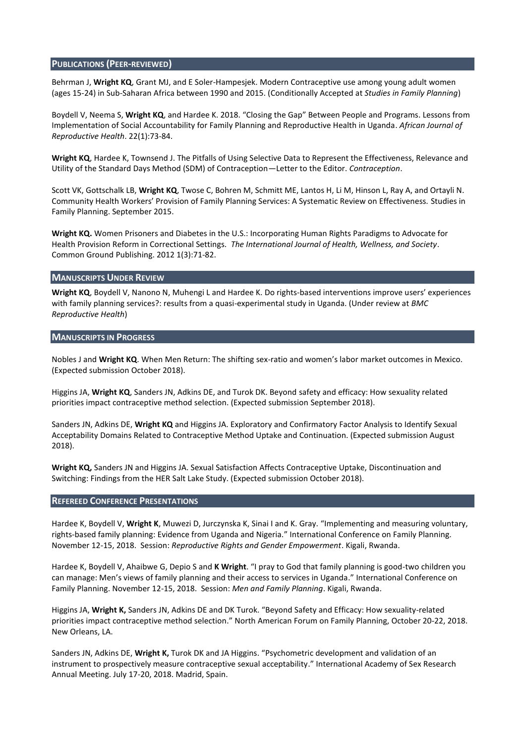## PUBLICATIONS (PEER-REVIEWED)

Behrman J, **Wright KQ**, Grant MJ, and E Soler-Hampesjek. Modern Contraceptive use among young adult women (ages 15-24) in Sub-Saharan Africa between 1990 and 2015. (Conditionally Accepted at *Studies in Family Planning*)

Boydell V, Neema S, **Wright KQ**, and Hardee K. 2018. "Closing the Gap" Between People and Programs. Lessons from Implementation of Social Accountability for Family Planning and Reproductive Health in Uganda. *African Journal of Reproductive Health*. 22(1):73-84.

**Wright KQ**, Hardee K, Townsend J. The Pitfalls of Using Selective Data to Represent the Effectiveness, Relevance and Utility of the Standard Days Method (SDM) of Contraception—Letter to the Editor. *Contraception*.

Scott VK, Gottschalk LB, **Wright KQ**, Twose C, Bohren M, Schmitt ME, Lantos H, Li M, Hinson L, Ray A, and Ortayli N. Community Health Workers' Provision of Family Planning Services: A Systematic Review on Effectiveness. Studies in Family Planning. September 2015.

**Wright KQ.** Women Prisoners and Diabetes in the U.S.: Incorporating Human Rights Paradigms to Advocate for Health Provision Reform in Correctional Settings. *The International Journal of Health, Wellness, and Society*. Common Ground Publishing. 2012 1(3):71-82.

## MANUSCRIPTS UNDER REVIEW

**Wright KQ**, Boydell V, Nanono N, Muhengi L and Hardee K. Do rights-based interventions improve users' experiences with family planning services?: results from a quasi-experimental study in Uganda. (Under review at *BMC Reproductive Health*)

## MANUSCRIPTS IN PROGRESS

Nobles J and **Wright KQ**. When Men Return: The shifting sex-ratio and women's labor market outcomes in Mexico. (Expected submission October 2018).

Higgins JA, **Wright KQ**, Sanders JN, Adkins DE, and Turok DK. Beyond safety and efficacy: How sexuality related priorities impact contraceptive method selection. (Expected submission September 2018).

Sanders JN, Adkins DE, **Wright KQ** and Higgins JA. Exploratory and Confirmatory Factor Analysis to Identify Sexual Acceptability Domains Related to Contraceptive Method Uptake and Continuation. (Expected submission August 2018).

**Wright KQ,** Sanders JN and Higgins JA. Sexual Satisfaction Affects Contraceptive Uptake, Discontinuation and Switching: Findings from the HER Salt Lake Study. (Expected submission October 2018).

## REFEREED CONFERENCE PRESENTATIONS

Hardee K, Boydell V, **Wright K**, Muwezi D, Jurczynska K, Sinai I and K. Gray. "Implementing and measuring voluntary, rights-based family planning: Evidence from Uganda and Nigeria." International Conference on Family Planning. November 12-15, 2018. Session: *Reproductive Rights and Gender Empowerment*. Kigali, Rwanda.

Hardee K, Boydell V, Ahaibwe G, Depio S and **K Wright**. "I pray to God that family planning is good-two children you can manage: Men's views of family planning and their access to services in Uganda." International Conference on Family Planning. November 12-15, 2018. Session: *Men and Family Planning*. Kigali, Rwanda.

Higgins JA, **Wright K,** Sanders JN, Adkins DE and DK Turok. "Beyond Safety and Efficacy: How sexuality-related priorities impact contraceptive method selection." North American Forum on Family Planning, October 20-22, 2018. New Orleans, LA.

Sanders JN, Adkins DE, **Wright K,** Turok DK and JA Higgins. "Psychometric development and validation of an instrument to prospectively measure contraceptive sexual acceptability." International Academy of Sex Research Annual Meeting. July 17-20, 2018. Madrid, Spain.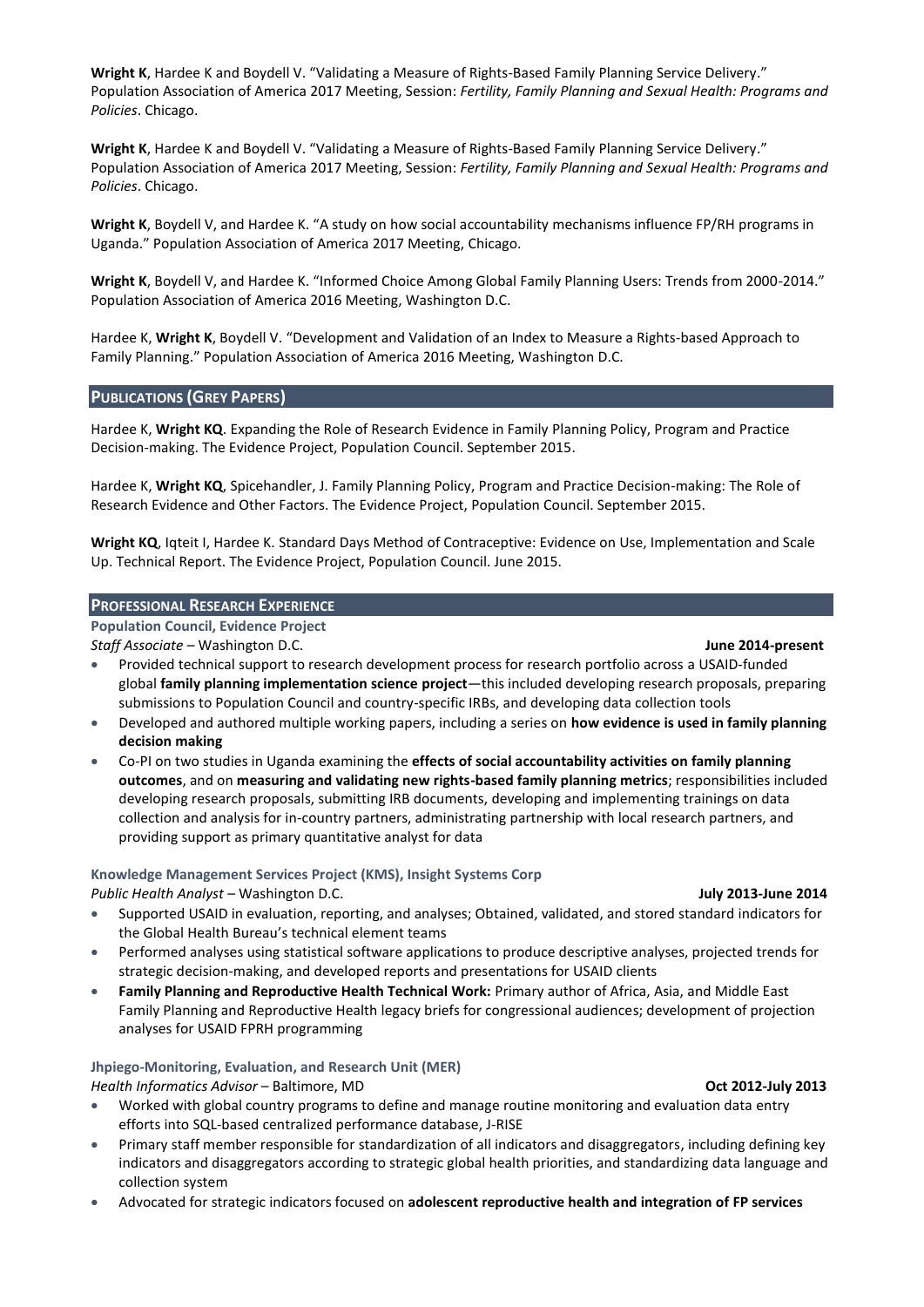**Wright K**, Hardee K and Boydell V. "Validating a Measure of Rights-Based Family Planning Service Delivery." Population Association of America 2017 Meeting, Session: *Fertility, Family Planning and Sexual Health: Programs and Policies*. Chicago.

**Wright K**, Hardee K and Boydell V. "Validating a Measure of Rights-Based Family Planning Service Delivery." Population Association of America 2017 Meeting, Session: *Fertility, Family Planning and Sexual Health: Programs and Policies*. Chicago.

**Wright K**, Boydell V, and Hardee K. "A study on how social accountability mechanisms influence FP/RH programs in Uganda." Population Association of America 2017 Meeting, Chicago.

**Wright K**, Boydell V, and Hardee K. "Informed Choice Among Global Family Planning Users: Trends from 2000-2014." Population Association of America 2016 Meeting, Washington D.C.

Hardee K, **Wright K**, Boydell V. "Development and Validation of an Index to Measure a Rights-based Approach to Family Planning." Population Association of America 2016 Meeting, Washington D.C.

## PUBLICATIONS (GREY PAPERS)

Hardee K, **Wright KQ**. Expanding the Role of Research Evidence in Family Planning Policy, Program and Practice Decision-making. The Evidence Project, Population Council. September 2015.

Hardee K, **Wright KQ**, Spicehandler, J. Family Planning Policy, Program and Practice Decision-making: The Role of Research Evidence and Other Factors. The Evidence Project, Population Council. September 2015.

**Wright KQ**, Iqteit I, Hardee K. Standard Days Method of Contraceptive: Evidence on Use, Implementation and Scale Up. Technical Report. The Evidence Project, Population Council. June 2015.

## PROFESSIONAL RESEARCH EXPERIENCE

### Population Council, Evidence Project

*Staff Associate* – Washington D.C. **June 2014-present**

- Provided technical support to research development process for research portfolio across a USAID-funded global **family planning implementation science project**—this included developing research proposals, preparing submissions to Population Council and country-specific IRBs, and developing data collection tools
- Developed and authored multiple working papers, including a series on **how evidence is used in family planning decision making**
- Co-PI on two studies in Uganda examining the **effects of social accountability activities on family planning outcomes**, and on **measuring and validating new rights-based family planning metrics**; responsibilities included developing research proposals, submitting IRB documents, developing and implementing trainings on data collection and analysis for in-country partners, administrating partnership with local research partners, and providing support as primary quantitative analyst for data

### Knowledge Management Services Project (KMS), Insight Systems Corp

*Public Health Analyst* – Washington D.C. **July 2013-June 2014**

- Supported USAID in evaluation, reporting, and analyses; Obtained, validated, and stored standard indicators for the Global Health Bureau's technical element teams
- Performed analyses using statistical software applications to produce descriptive analyses, projected trends for strategic decision-making, and developed reports and presentations for USAID clients
- **Family Planning and Reproductive Health Technical Work:** Primary author of Africa, Asia, and Middle East Family Planning and Reproductive Health legacy briefs for congressional audiences; development of projection analyses for USAID FPRH programming

### Jhpiego-Monitoring, Evaluation, and Research Unit (MER)

*Health Informatics Advisor* – Baltimore, MD **Oct 2012-July 2013**

- Worked with global country programs to define and manage routine monitoring and evaluation data entry efforts into SQL-based centralized performance database, J-RISE
- Primary staff member responsible for standardization of all indicators and disaggregators, including defining key indicators and disaggregators according to strategic global health priorities, and standardizing data language and collection system
- Advocated for strategic indicators focused on **adolescent reproductive health and integration of FP services**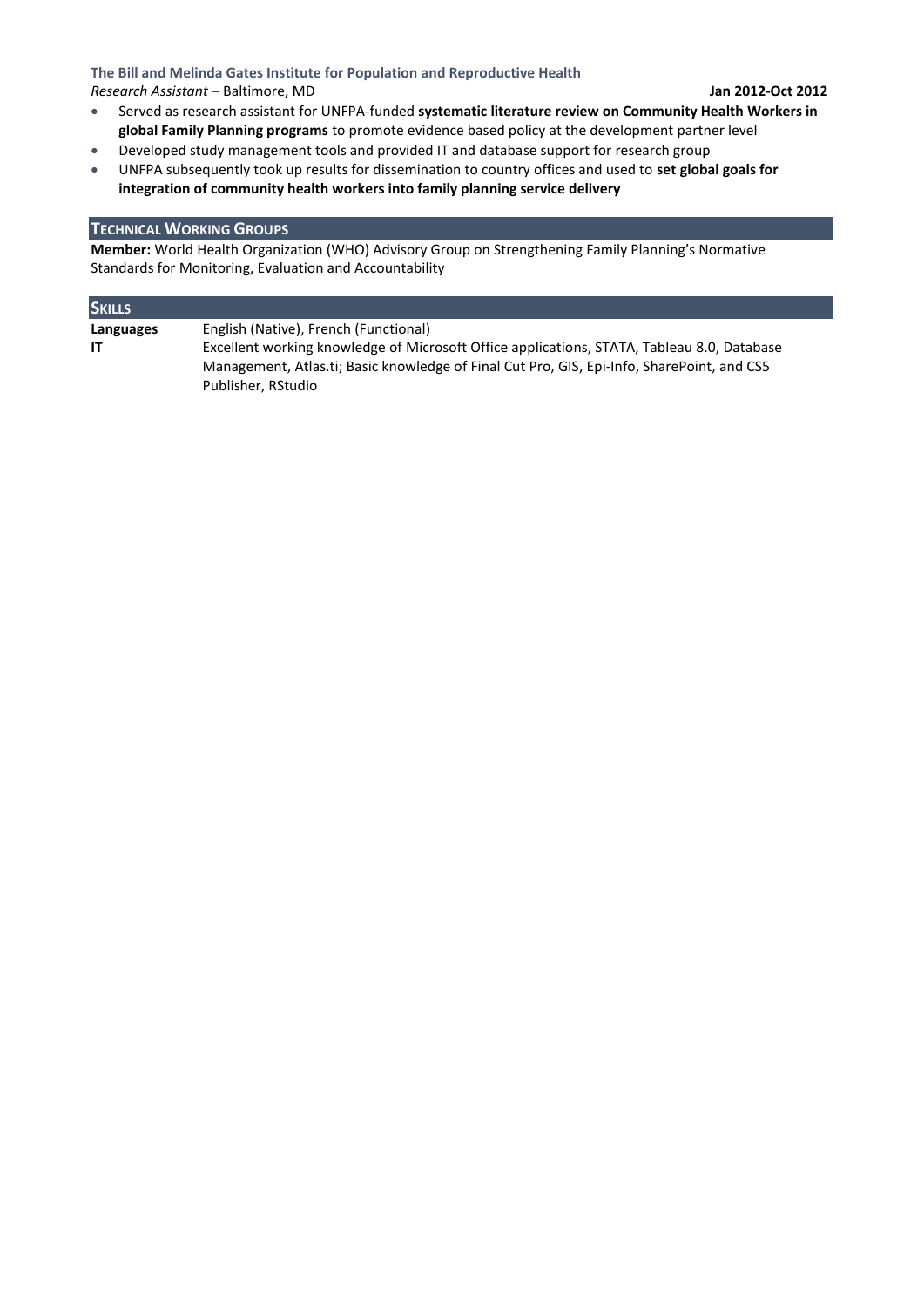**The Bill and Melinda Gates Institute for Population and Reproductive Health**
*Research Assistant* – Baltimore, MD **Jan 2012-Oct 2012**

- Served as research assistant for UNFPA-funded **systematic literature review on Community Health Workers in global Family Planning programs** to promote evidence based policy at the development partner level
- Developed study management tools and provided IT and database support for research group
- UNFPA subsequently took up results for dissemination to country offices and used to **set global goals for integration of community health workers into family planning service delivery**

## TECHNICAL WORKING GROUPS

**Member:** World Health Organization (WHO) Advisory Group on Strengthening Family Planning's Normative Standards for Monitoring, Evaluation and Accountability

## SKILLS

| | |
|---|---|
| **Languages** | English (Native), French (Functional) |
| **IT** | Excellent working knowledge of Microsoft Office applications, STATA, Tableau 8.0, Database Management, Atlas.ti; Basic knowledge of Final Cut Pro, GIS, Epi-Info, SharePoint, and CS5 Publisher, RStudio |